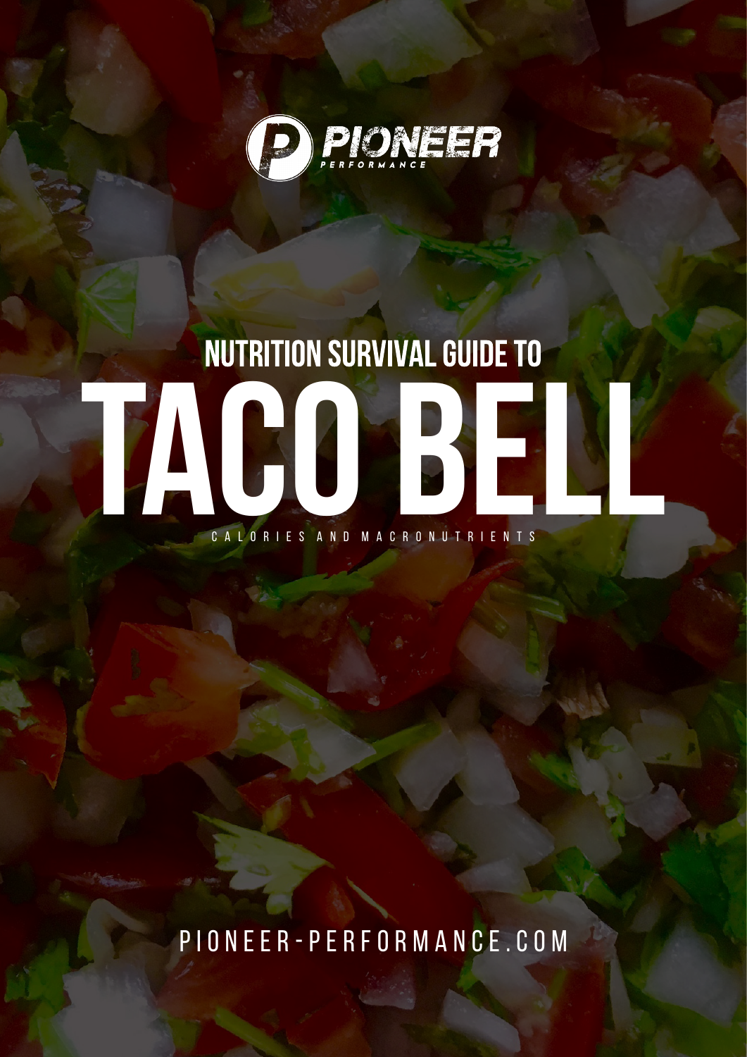PIONEER

PERFORMANCE

## NUTRITION SURVIVAL GUIDE TO

# TACO BELL

CALORIES AND MACRONUTRIENTS

PIONEER-PERFORMANCE.COM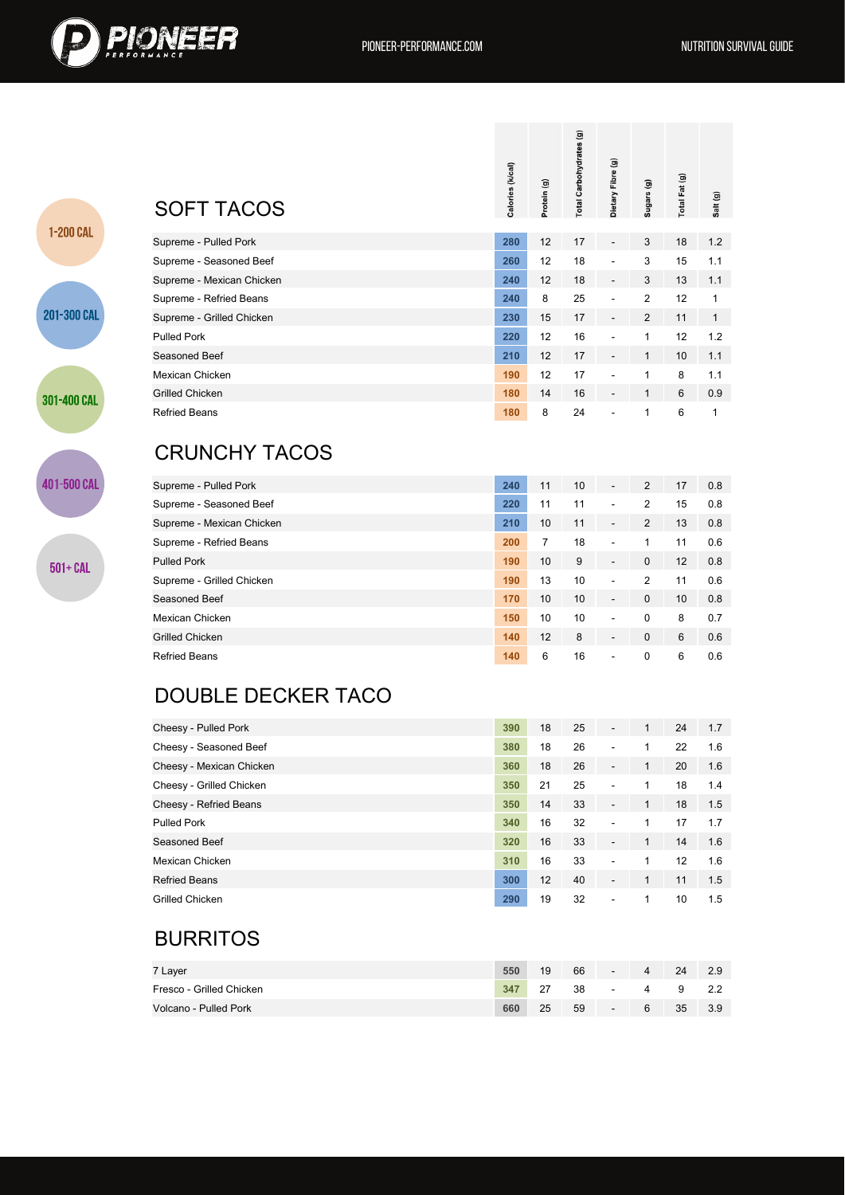1-200 CAL

201-300 CAL

301-400 CAL

401-500 CAL

501+ CAL

## SOFT TACOS

| | Calories (kcal) | Protein (g) | Total Carbohydrates (g) | Dietary Fibre (g) | Sugars (g) | Total Fat (g) | Salt (g) |
|---|---|---|---|---|---|---|---|
| Supreme - Pulled Pork | 280 | 12 | 17 | - | 3 | 18 | 1.2 |
| Supreme - Seasoned Beef | 260 | 12 | 18 | - | 3 | 15 | 1.1 |
| Supreme - Mexican Chicken | 240 | 12 | 18 | - | 3 | 13 | 1.1 |
| Supreme - Refried Beans | 240 | 8 | 25 | - | 2 | 12 | 1 |
| Supreme - Grilled Chicken | 230 | 15 | 17 | - | 2 | 11 | 1 |
| Pulled Pork | 220 | 12 | 16 | - | 1 | 12 | 1.2 |
| Seasoned Beef | 210 | 12 | 17 | - | 1 | 10 | 1.1 |
| Mexican Chicken | 190 | 12 | 17 | - | 1 | 8 | 1.1 |
| Grilled Chicken | 180 | 14 | 16 | - | 1 | 6 | 0.9 |
| Refried Beans | 180 | 8 | 24 | - | 1 | 6 | 1 |

## CRUNCHY TACOS

| | Calories (kcal) | Protein (g) | Total Carbohydrates (g) | Dietary Fibre (g) | Sugars (g) | Total Fat (g) | Salt (g) |
|---|---|---|---|---|---|---|---|
| Supreme - Pulled Pork | 240 | 11 | 10 | - | 2 | 17 | 0.8 |
| Supreme - Seasoned Beef | 220 | 11 | 11 | - | 2 | 15 | 0.8 |
| Supreme - Mexican Chicken | 210 | 10 | 11 | - | 2 | 13 | 0.8 |
| Supreme - Refried Beans | 200 | 7 | 18 | - | 1 | 11 | 0.6 |
| Pulled Pork | 190 | 10 | 9 | - | 0 | 12 | 0.8 |
| Supreme - Grilled Chicken | 190 | 13 | 10 | - | 2 | 11 | 0.6 |
| Seasoned Beef | 170 | 10 | 10 | - | 0 | 10 | 0.8 |
| Mexican Chicken | 150 | 10 | 10 | - | 0 | 8 | 0.7 |
| Grilled Chicken | 140 | 12 | 8 | - | 0 | 6 | 0.6 |
| Refried Beans | 140 | 6 | 16 | - | 0 | 6 | 0.6 |

## DOUBLE DECKER TACO

| | Calories (kcal) | Protein (g) | Total Carbohydrates (g) | Dietary Fibre (g) | Sugars (g) | Total Fat (g) | Salt (g) |
|---|---|---|---|---|---|---|---|
| Cheesy - Pulled Pork | 390 | 18 | 25 | - | 1 | 24 | 1.7 |
| Cheesy - Seasoned Beef | 380 | 18 | 26 | - | 1 | 22 | 1.6 |
| Cheesy - Mexican Chicken | 360 | 18 | 26 | - | 1 | 20 | 1.6 |
| Cheesy - Grilled Chicken | 350 | 21 | 25 | - | 1 | 18 | 1.4 |
| Cheesy - Refried Beans | 350 | 14 | 33 | - | 1 | 18 | 1.5 |
| Pulled Pork | 340 | 16 | 32 | - | 1 | 17 | 1.7 |
| Seasoned Beef | 320 | 16 | 33 | - | 1 | 14 | 1.6 |
| Mexican Chicken | 310 | 16 | 33 | - | 1 | 12 | 1.6 |
| Refried Beans | 300 | 12 | 40 | - | 1 | 11 | 1.5 |
| Grilled Chicken | 290 | 19 | 32 | - | 1 | 10 | 1.5 |

## BURRITOS

| | Calories (kcal) | Protein (g) | Total Carbohydrates (g) | Dietary Fibre (g) | Sugars (g) | Total Fat (g) | Salt (g) |
|---|---|---|---|---|---|---|---|
| 7 Layer | 550 | 19 | 66 | - | 4 | 24 | 2.9 |
| Fresco - Grilled Chicken | 347 | 27 | 38 | - | 4 | 9 | 2.2 |
| Volcano - Pulled Pork | 660 | 25 | 59 | - | 6 | 35 | 3.9 |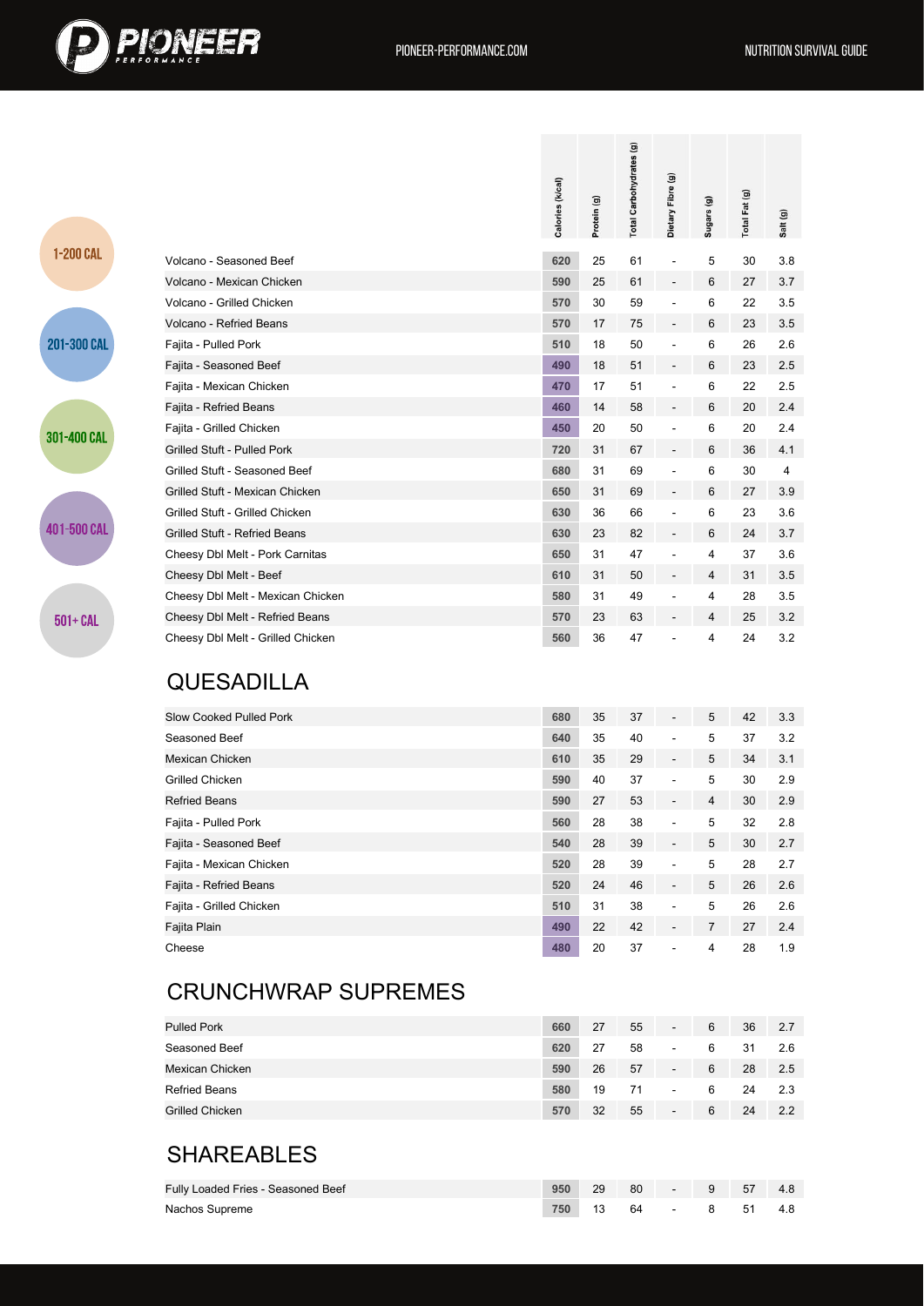| | Calories (kcal) | Protein (g) | Total Carbohydrates (g) | Dietary Fibre (g) | Sugars (g) | Total Fat (g) | Salt (g) |
|---|---|---|---|---|---|---|---|
| Volcano - Seasoned Beef | 620 | 25 | 61 | - | 5 | 30 | 3.8 |
| Volcano - Mexican Chicken | 590 | 25 | 61 | - | 6 | 27 | 3.7 |
| Volcano - Grilled Chicken | 570 | 30 | 59 | - | 6 | 22 | 3.5 |
| Volcano - Refried Beans | 570 | 17 | 75 | - | 6 | 23 | 3.5 |
| Fajita - Pulled Pork | 510 | 18 | 50 | - | 6 | 26 | 2.6 |
| Fajita - Seasoned Beef | 490 | 18 | 51 | - | 6 | 23 | 2.5 |
| Fajita - Mexican Chicken | 470 | 17 | 51 | - | 6 | 22 | 2.5 |
| Fajita - Refried Beans | 460 | 14 | 58 | - | 6 | 20 | 2.4 |
| Fajita - Grilled Chicken | 450 | 20 | 50 | - | 6 | 20 | 2.4 |
| Grilled Stuft - Pulled Pork | 720 | 31 | 67 | - | 6 | 36 | 4.1 |
| Grilled Stuft - Seasoned Beef | 680 | 31 | 69 | - | 6 | 30 | 4 |
| Grilled Stuft - Mexican Chicken | 650 | 31 | 69 | - | 6 | 27 | 3.9 |
| Grilled Stuft - Grilled Chicken | 630 | 36 | 66 | - | 6 | 23 | 3.6 |
| Grilled Stuft - Refried Beans | 630 | 23 | 82 | - | 6 | 24 | 3.7 |
| Cheesy Dbl Melt - Pork Carnitas | 650 | 31 | 47 | - | 4 | 37 | 3.6 |
| Cheesy Dbl Melt - Beef | 610 | 31 | 50 | - | 4 | 31 | 3.5 |
| Cheesy Dbl Melt - Mexican Chicken | 580 | 31 | 49 | - | 4 | 28 | 3.5 |
| Cheesy Dbl Melt - Refried Beans | 570 | 23 | 63 | - | 4 | 25 | 3.2 |
| Cheesy Dbl Melt - Grilled Chicken | 560 | 36 | 47 | - | 4 | 24 | 3.2 |

## QUESADILLA

| | Calories (kcal) | Protein (g) | Total Carbohydrates (g) | Dietary Fibre (g) | Sugars (g) | Total Fat (g) | Salt (g) |
|---|---|---|---|---|---|---|---|
| Slow Cooked Pulled Pork | 680 | 35 | 37 | - | 5 | 42 | 3.3 |
| Seasoned Beef | 640 | 35 | 40 | - | 5 | 37 | 3.2 |
| Mexican Chicken | 610 | 35 | 29 | - | 5 | 34 | 3.1 |
| Grilled Chicken | 590 | 40 | 37 | - | 5 | 30 | 2.9 |
| Refried Beans | 590 | 27 | 53 | - | 4 | 30 | 2.9 |
| Fajita - Pulled Pork | 560 | 28 | 38 | - | 5 | 32 | 2.8 |
| Fajita - Seasoned Beef | 540 | 28 | 39 | - | 5 | 30 | 2.7 |
| Fajita - Mexican Chicken | 520 | 28 | 39 | - | 5 | 28 | 2.7 |
| Fajita - Refried Beans | 520 | 24 | 46 | - | 5 | 26 | 2.6 |
| Fajita - Grilled Chicken | 510 | 31 | 38 | - | 5 | 26 | 2.6 |
| Fajita Plain | 490 | 22 | 42 | - | 7 | 27 | 2.4 |
| Cheese | 480 | 20 | 37 | - | 4 | 28 | 1.9 |

## CRUNCHWRAP SUPREMES

| | Calories (kcal) | Protein (g) | Total Carbohydrates (g) | Dietary Fibre (g) | Sugars (g) | Total Fat (g) | Salt (g) |
|---|---|---|---|---|---|---|---|
| Pulled Pork | 660 | 27 | 55 | - | 6 | 36 | 2.7 |
| Seasoned Beef | 620 | 27 | 58 | - | 6 | 31 | 2.6 |
| Mexican Chicken | 590 | 26 | 57 | - | 6 | 28 | 2.5 |
| Refried Beans | 580 | 19 | 71 | - | 6 | 24 | 2.3 |
| Grilled Chicken | 570 | 32 | 55 | - | 6 | 24 | 2.2 |

## SHAREABLES

| | Calories (kcal) | Protein (g) | Total Carbohydrates (g) | Dietary Fibre (g) | Sugars (g) | Total Fat (g) | Salt (g) |
|---|---|---|---|---|---|---|---|
| Fully Loaded Fries - Seasoned Beef | 950 | 29 | 80 | - | 9 | 57 | 4.8 |
| Nachos Supreme | 750 | 13 | 64 | - | 8 | 51 | 4.8 |

1-200 CAL

201-300 CAL

301-400 CAL

401-500 CAL

501+ CAL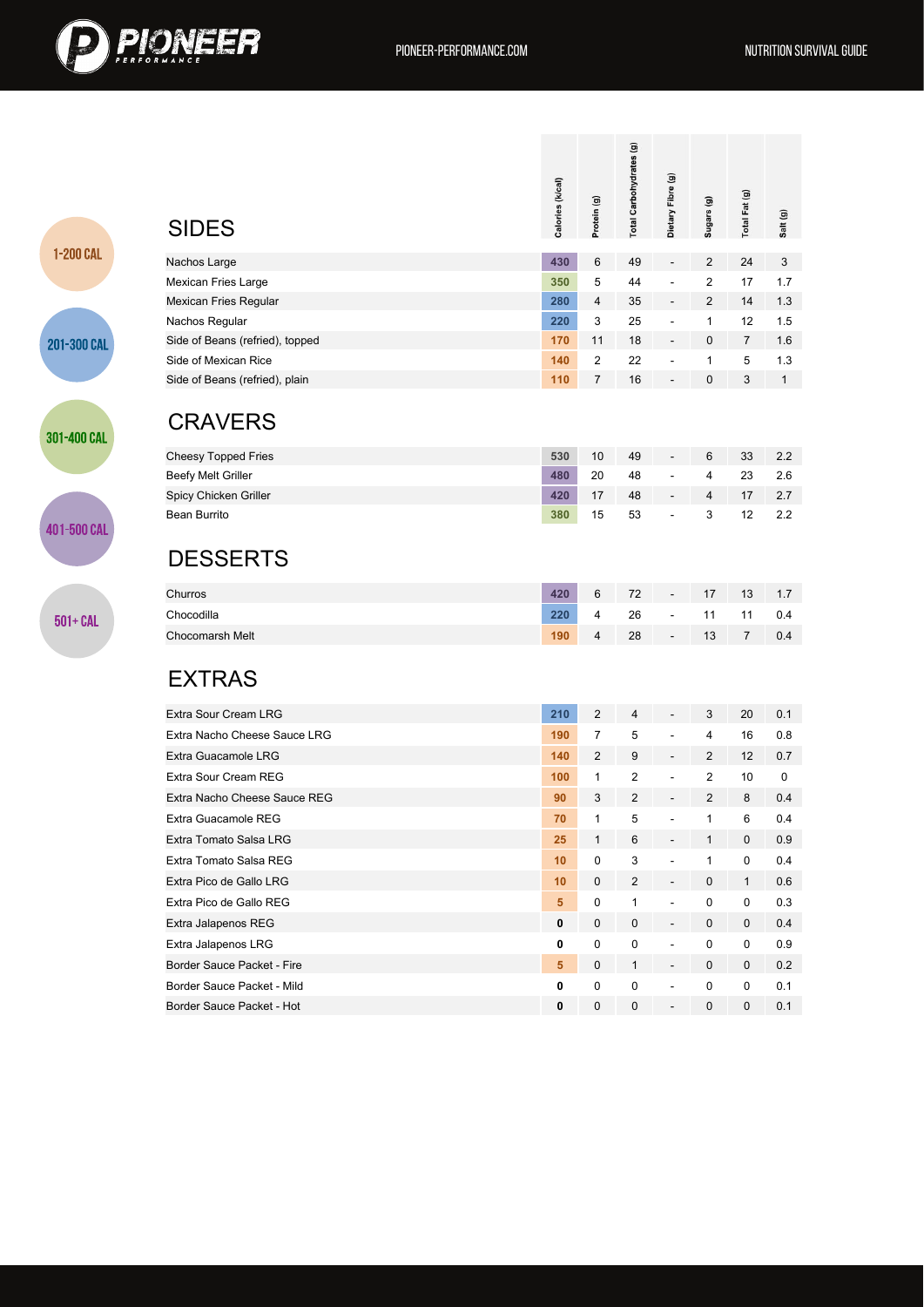1-200 CAL

201-300 CAL

301-400 CAL

401-500 CAL

501+ CAL

## SIDES

| | Calories (kcal) | Protein (g) | Total Carbohydrates (g) | Dietary Fibre (g) | Sugars (g) | Total Fat (g) | Salt (g) |
|---|---|---|---|---|---|---|---|
| Nachos Large | 430 | 6 | 49 | - | 2 | 24 | 3 |
| Mexican Fries Large | 350 | 5 | 44 | - | 2 | 17 | 1.7 |
| Mexican Fries Regular | 280 | 4 | 35 | - | 2 | 14 | 1.3 |
| Nachos Regular | 220 | 3 | 25 | - | 1 | 12 | 1.5 |
| Side of Beans (refried), topped | 170 | 11 | 18 | - | 0 | 7 | 1.6 |
| Side of Mexican Rice | 140 | 2 | 22 | - | 1 | 5 | 1.3 |
| Side of Beans (refried), plain | 110 | 7 | 16 | - | 0 | 3 | 1 |

## CRAVERS

| | Calories (kcal) | Protein (g) | Total Carbohydrates (g) | Dietary Fibre (g) | Sugars (g) | Total Fat (g) | Salt (g) |
|---|---|---|---|---|---|---|---|
| Cheesy Topped Fries | 530 | 10 | 49 | - | 6 | 33 | 2.2 |
| Beefy Melt Griller | 480 | 20 | 48 | - | 4 | 23 | 2.6 |
| Spicy Chicken Griller | 420 | 17 | 48 | - | 4 | 17 | 2.7 |
| Bean Burrito | 380 | 15 | 53 | - | 3 | 12 | 2.2 |

## DESSERTS

| | Calories (kcal) | Protein (g) | Total Carbohydrates (g) | Dietary Fibre (g) | Sugars (g) | Total Fat (g) | Salt (g) |
|---|---|---|---|---|---|---|---|
| Churros | 420 | 6 | 72 | - | 17 | 13 | 1.7 |
| Chocodilla | 220 | 4 | 26 | - | 11 | 11 | 0.4 |
| Chocomarsh Melt | 190 | 4 | 28 | - | 13 | 7 | 0.4 |

## EXTRAS

| | Calories (kcal) | Protein (g) | Total Carbohydrates (g) | Dietary Fibre (g) | Sugars (g) | Total Fat (g) | Salt (g) |
|---|---|---|---|---|---|---|---|
| Extra Sour Cream LRG | 210 | 2 | 4 | - | 3 | 20 | 0.1 |
| Extra Nacho Cheese Sauce LRG | 190 | 7 | 5 | - | 4 | 16 | 0.8 |
| Extra Guacamole LRG | 140 | 2 | 9 | - | 2 | 12 | 0.7 |
| Extra Sour Cream REG | 100 | 1 | 2 | - | 2 | 10 | 0 |
| Extra Nacho Cheese Sauce REG | 90 | 3 | 2 | - | 2 | 8 | 0.4 |
| Extra Guacamole REG | 70 | 1 | 5 | - | 1 | 6 | 0.4 |
| Extra Tomato Salsa LRG | 25 | 1 | 6 | - | 1 | 0 | 0.9 |
| Extra Tomato Salsa REG | 10 | 0 | 3 | - | 1 | 0 | 0.4 |
| Extra Pico de Gallo LRG | 10 | 0 | 2 | - | 0 | 1 | 0.6 |
| Extra Pico de Gallo REG | 5 | 0 | 1 | - | 0 | 0 | 0.3 |
| Extra Jalapenos REG | 0 | 0 | 0 | - | 0 | 0 | 0.4 |
| Extra Jalapenos LRG | 0 | 0 | 0 | - | 0 | 0 | 0.9 |
| Border Sauce Packet - Fire | 5 | 0 | 1 | - | 0 | 0 | 0.2 |
| Border Sauce Packet - Mild | 0 | 0 | 0 | - | 0 | 0 | 0.1 |
| Border Sauce Packet - Hot | 0 | 0 | 0 | - | 0 | 0 | 0.1 |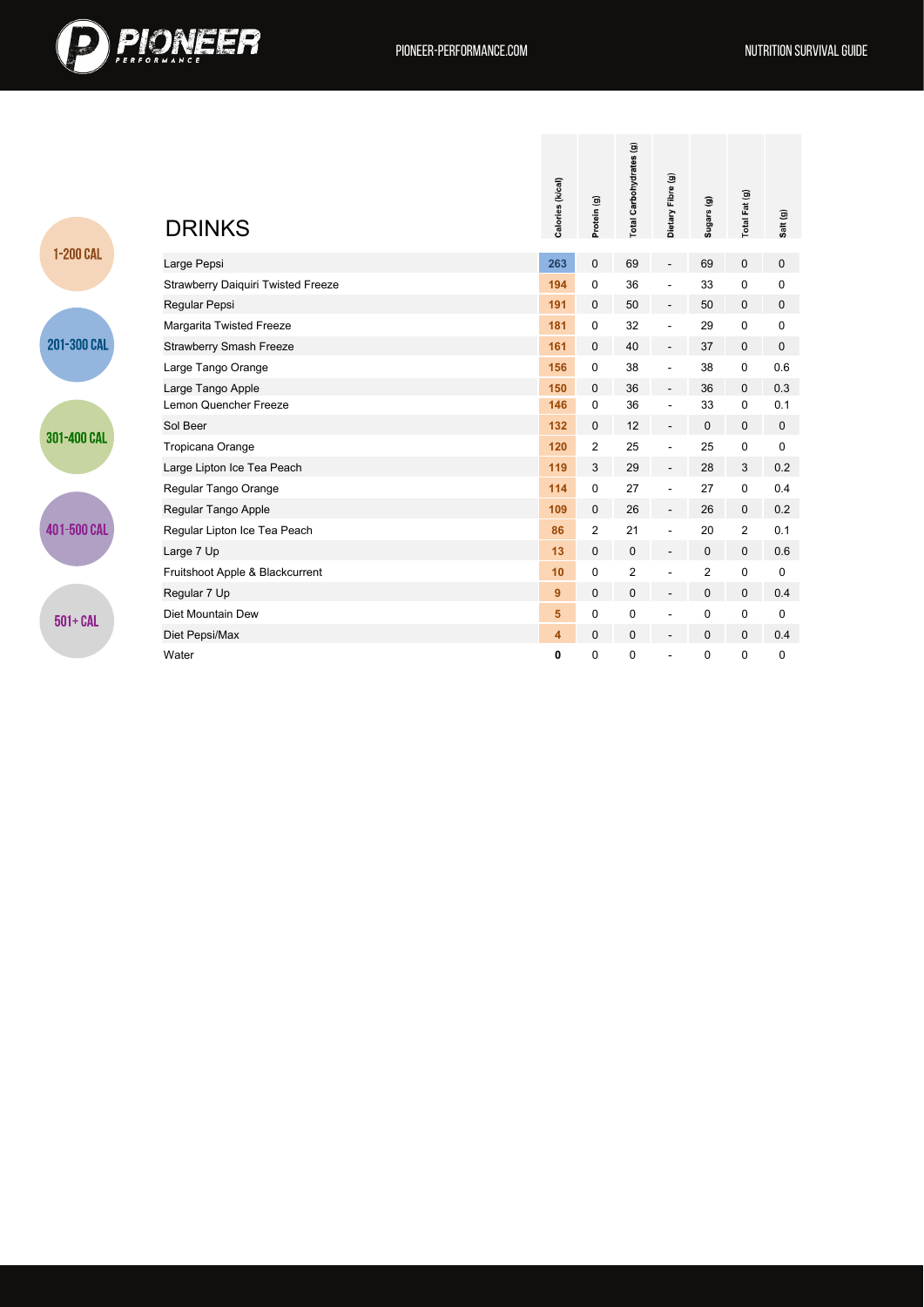- 1-200 CAL
- 201-300 CAL
- 301-400 CAL
- 401-500 CAL
- 501+ CAL

## DRINKS

| | Calories (k/cal) | Protein (g) | Total Carbohydrates (g) | Dietary Fibre (g) | Sugars (g) | Total Fat (g) | Salt (g) |
|---|---|---|---|---|---|---|---|
| Large Pepsi | 263 | 0 | 69 | - | 69 | 0 | 0 |
| Strawberry Daiquiri Twisted Freeze | 194 | 0 | 36 | - | 33 | 0 | 0 |
| Regular Pepsi | 191 | 0 | 50 | - | 50 | 0 | 0 |
| Margarita Twisted Freeze | 181 | 0 | 32 | - | 29 | 0 | 0 |
| Strawberry Smash Freeze | 161 | 0 | 40 | - | 37 | 0 | 0 |
| Large Tango Orange | 156 | 0 | 38 | - | 38 | 0 | 0.6 |
| Large Tango Apple | 150 | 0 | 36 | - | 36 | 0 | 0.3 |
| Lemon Quencher Freeze | 146 | 0 | 36 | - | 33 | 0 | 0.1 |
| Sol Beer | 132 | 0 | 12 | - | 0 | 0 | 0 |
| Tropicana Orange | 120 | 2 | 25 | - | 25 | 0 | 0 |
| Large Lipton Ice Tea Peach | 119 | 3 | 29 | - | 28 | 3 | 0.2 |
| Regular Tango Orange | 114 | 0 | 27 | - | 27 | 0 | 0.4 |
| Regular Tango Apple | 109 | 0 | 26 | - | 26 | 0 | 0.2 |
| Regular Lipton Ice Tea Peach | 86 | 2 | 21 | - | 20 | 2 | 0.1 |
| Large 7 Up | 13 | 0 | 0 | - | 0 | 0 | 0.6 |
| Fruitshoot Apple & Blackcurrent | 10 | 0 | 2 | - | 2 | 0 | 0 |
| Regular 7 Up | 9 | 0 | 0 | - | 0 | 0 | 0.4 |
| Diet Mountain Dew | 5 | 0 | 0 | - | 0 | 0 | 0 |
| Diet Pepsi/Max | 4 | 0 | 0 | - | 0 | 0 | 0.4 |
| Water | 0 | 0 | 0 | - | 0 | 0 | 0 |